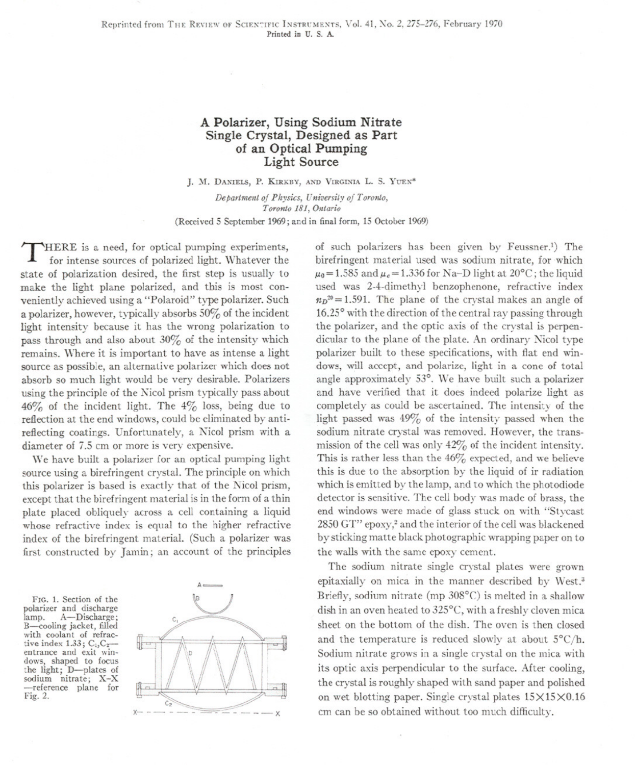Reprinted from The Review of Scientific Instruments, Vol. 41, No. 2, 275–276, February 1970
Printed in U. S. A.

# A Polarizer, Using Sodium Nitrate Single Crystal, Designed as Part of an Optical Pumping Light Source

J. M. Daniels, P. Kirkby, and Virginia L. S. Yuen*

*Department of Physics, University of Toronto, Toronto 181, Ontario*

(Received 5 September 1969; and in final form, 15 October 1969)

THERE is a need, for optical pumping experiments, for intense sources of polarized light. Whatever the state of polarization desired, the first step is usually to make the light plane polarized, and this is most conveniently achieved using a "Polaroid" type polarizer. Such a polarizer, however, typically absorbs 50% of the incident light intensity because it has the wrong polarization to pass through and also about 30% of the intensity which remains. Where it is important to have as intense a light source as possible, an alternative polarizer which does not absorb so much light would be very desirable. Polarizers using the principle of the Nicol prism typically pass about 46% of the incident light. The 4% loss, being due to reflection at the end windows, could be eliminated by antireflecting coatings. Unfortunately, a Nicol prism with a diameter of 7.5 cm or more is very expensive.

We have built a polarizer for an optical pumping light source using a birefringent crystal. The principle on which this polarizer is based is exactly that of the Nicol prism, except that the birefringent material is in the form of a thin plate placed obliquely across a cell containing a liquid whose refractive index is equal to the higher refractive index of the birefringent material. (Such a polarizer was first constructed by Jamin; an account of the principles of such polarizers has been given by Feussner.[1]) The birefringent material used was sodium nitrate, for which $\mu_0 = 1.585$ and $\mu_e = 1.336$ for Na–D light at 20°C; the liquid used was 2-4-dimethyl benzophenone, refractive index $n_D^{20} = 1.591$. The plane of the crystal makes an angle of 16.25° with the direction of the central ray passing through the polarizer, and the optic axis of the crystal is perpendicular to the plane of the plate. An ordinary Nicol type polarizer built to these specifications, with flat end windows, will accept, and polarize, light in a cone of total angle approximately 53°. We have built such a polarizer and have verified that it does indeed polarize light as completely as could be ascertained. The intensity of the light passed was 49% of the intensity passed when the sodium nitrate crystal was removed. However, the transmission of the cell was only 42% of the incident intensity. This is rather less than the 46% expected, and we believe this is due to the absorption by the liquid of ir radiation which is emitted by the lamp, and to which the photodiode detector is sensitive. The cell body was made of brass, the end windows were made of glass stuck on with "Stycast 2850 GT" epoxy,[2] and the interior of the cell was blackened by sticking matte black photographic wrapping paper on to the walls with the same epoxy cement.

A
B
C1
D
C2
X X

FIG. 1. Section of the polarizer and discharge lamp. A—Discharge; B—cooling jacket, filled with coolant of refractive index 1.33; $C_1$,$C_2$—entrance and exit windows, shaped to focus the light; D—plates of sodium nitrate; X–X—reference plane for Fig. 2.

The sodium nitrate single crystal plates were grown epitaxially on mica in the manner described by West.[3] Briefly, sodium nitrate (mp 308°C) is melted in a shallow dish in an oven heated to 325°C, with a freshly cloven mica sheet on the bottom of the dish. The oven is then closed and the temperature is reduced slowly at about 5°C/h. Sodium nitrate grows in a single crystal on the mica with its optic axis perpendicular to the surface. After cooling, the crystal is roughly shaped with sand paper and polished on wet blotting paper. Single crystal plates 15×15×0.16 cm can be so obtained without too much difficulty.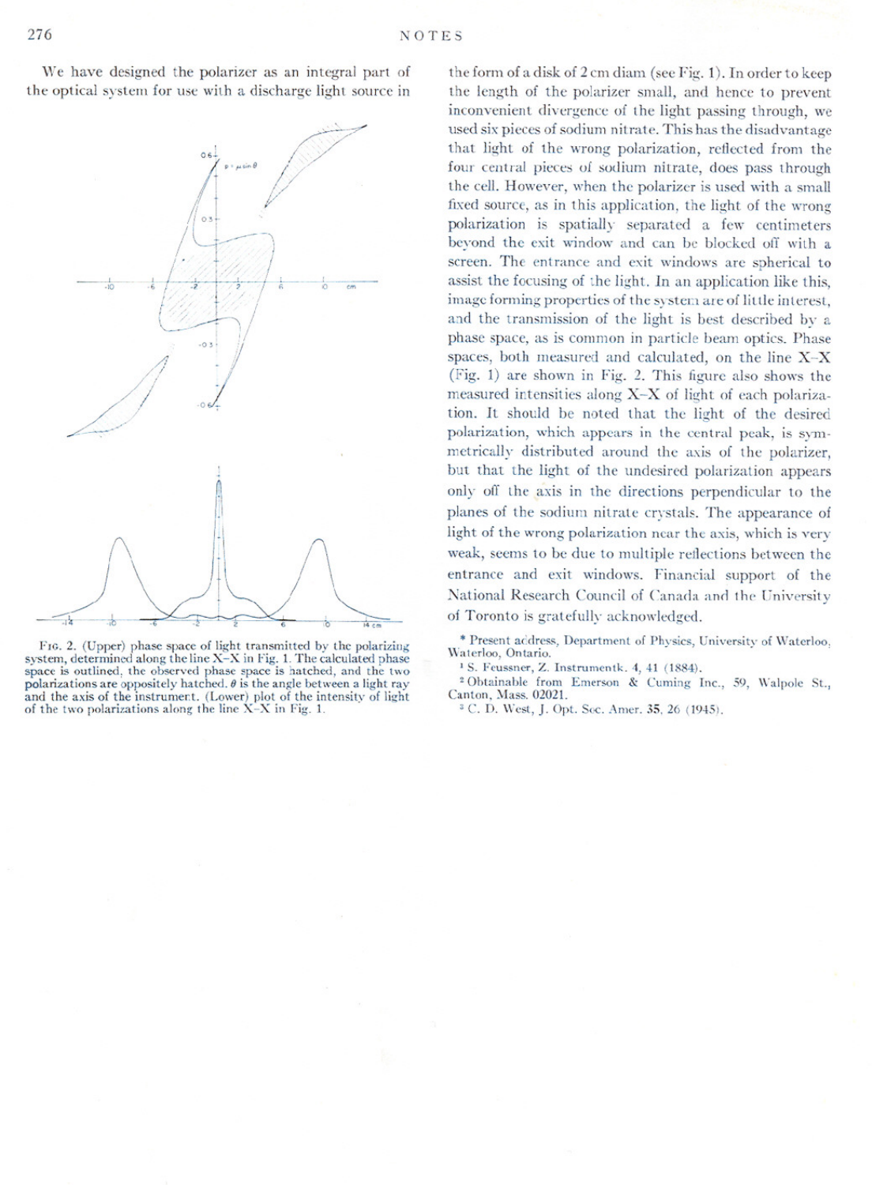We have designed the polarizer as an integral part of the optical system for use with a discharge light source in the form of a disk of 2 cm diam (see Fig. 1). In order to keep the length of the polarizer small, and hence to prevent inconvenient divergence of the light passing through, we used six pieces of sodium nitrate. This has the disadvantage that light of the wrong polarization, reflected from the four central pieces of sodium nitrate, does pass through the cell. However, when the polarizer is used with a small fixed source, as in this application, the light of the wrong polarization is spatially separated a few centimeters beyond the exit window and can be blocked off with a screen. The entrance and exit windows are spherical to assist the focusing of the light. In an application like this, image forming properties of the system are of little interest, and the transmission of the light is best described by a phase space, as is common in particle beam optics. Phase spaces, both measured and calculated, on the line X–X (Fig. 1) are shown in Fig. 2. This figure also shows the measured intensities along X–X of light of each polarization. It should be noted that the light of the desired polarization, which appears in the central peak, is symmetrically distributed around the axis of the polarizer, but that the light of the undesired polarization appears only off the axis in the directions perpendicular to the planes of the sodium nitrate crystals. The appearance of light of the wrong polarization near the axis, which is very weak, seems to be due to multiple reflections between the entrance and exit windows. Financial support of the National Research Council of Canada and the University of Toronto is gratefully acknowledged.

$p = \mu \sin\theta$

0.6
0.3
-0.3
-0.6

-10 -6 -2 2 6 10 cm

-14 -10 -6 -2 2 6 10 14 cm

FIG. 2. (Upper) phase space of light transmitted by the polarizing system, determined along the line X–X in Fig. 1. The calculated phase space is outlined, the observed phase space is hatched, and the two polarizations are oppositely hatched. $\theta$ is the angle between a light ray and the axis of the instrument. (Lower) plot of the intensity of light of the two polarizations along the line X–X in Fig. 1.

\* Present address, Department of Physics, University of Waterloo, Waterloo, Ontario.

[1] S. Feussner, Z. Instrumentk. 4, 41 (1884).

[2] Obtainable from Emerson & Cuming Inc., 59, Walpole St., Canton, Mass. 02021.

[3] C. D. West, J. Opt. Soc. Amer. 35, 26 (1945).